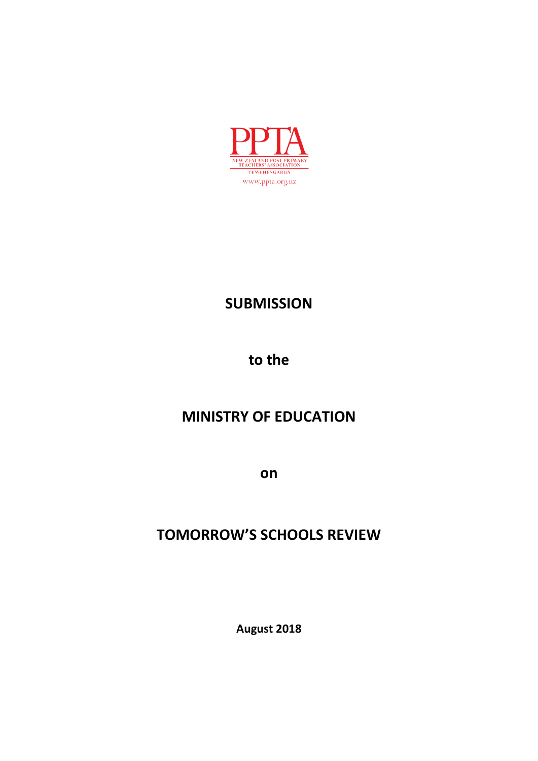PPTA

NEW ZEALAND POST PRIMARY TEACHERS' ASSOCIATION

TE WEHENGARUA

www.ppta.org.nz

# SUBMISSION

## to the

## MINISTRY OF EDUCATION

## on

## TOMORROW'S SCHOOLS REVIEW

**August 2018**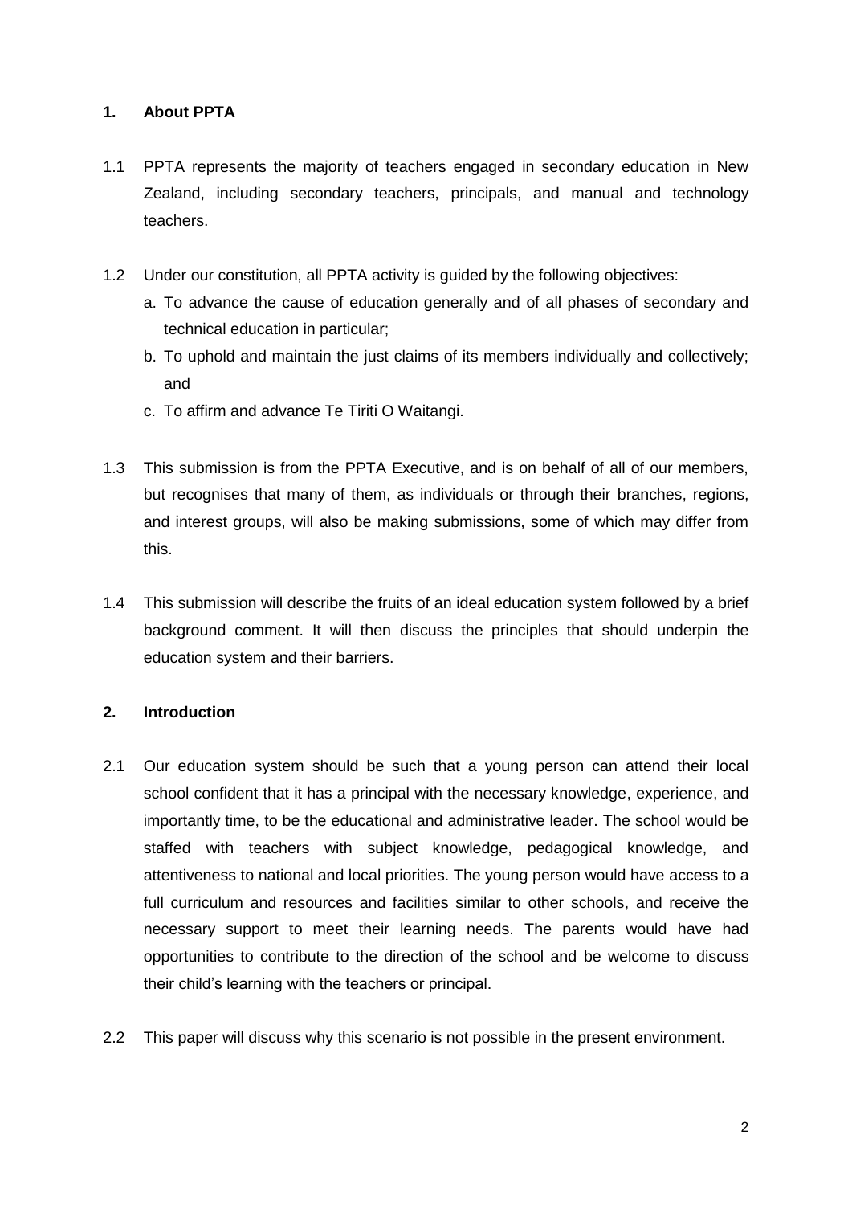## 1. About PPTA

1.1 PPTA represents the majority of teachers engaged in secondary education in New Zealand, including secondary teachers, principals, and manual and technology teachers.

1.2 Under our constitution, all PPTA activity is guided by the following objectives:

a. To advance the cause of education generally and of all phases of secondary and technical education in particular;

b. To uphold and maintain the just claims of its members individually and collectively; and

c. To affirm and advance Te Tiriti O Waitangi.

1.3 This submission is from the PPTA Executive, and is on behalf of all of our members, but recognises that many of them, as individuals or through their branches, regions, and interest groups, will also be making submissions, some of which may differ from this.

1.4 This submission will describe the fruits of an ideal education system followed by a brief background comment. It will then discuss the principles that should underpin the education system and their barriers.

## 2. Introduction

2.1 Our education system should be such that a young person can attend their local school confident that it has a principal with the necessary knowledge, experience, and importantly time, to be the educational and administrative leader. The school would be staffed with teachers with subject knowledge, pedagogical knowledge, and attentiveness to national and local priorities. The young person would have access to a full curriculum and resources and facilities similar to other schools, and receive the necessary support to meet their learning needs. The parents would have had opportunities to contribute to the direction of the school and be welcome to discuss their child's learning with the teachers or principal.

2.2 This paper will discuss why this scenario is not possible in the present environment.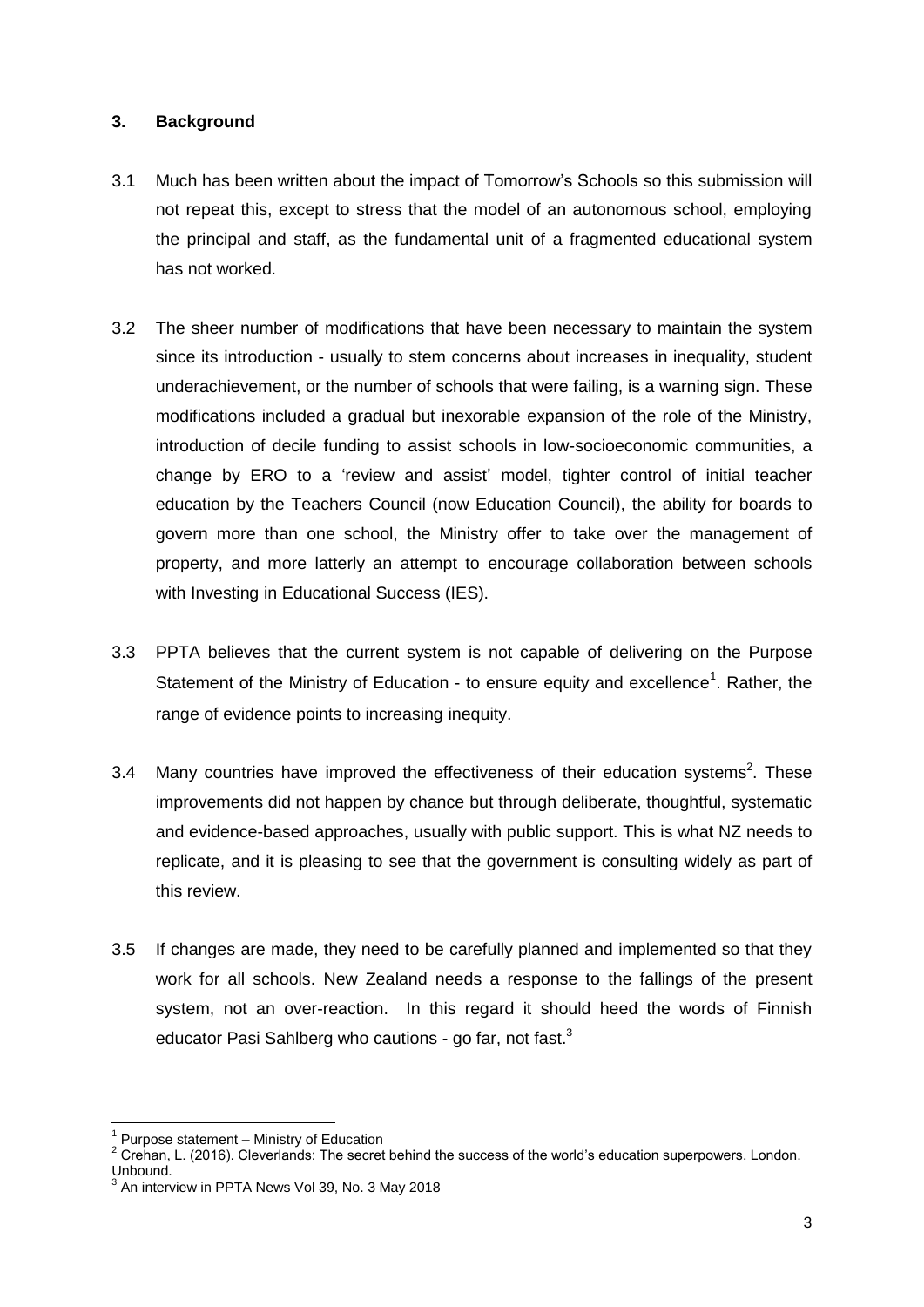## 3. Background

3.1 Much has been written about the impact of Tomorrow's Schools so this submission will not repeat this, except to stress that the model of an autonomous school, employing the principal and staff, as the fundamental unit of a fragmented educational system has not worked.

3.2 The sheer number of modifications that have been necessary to maintain the system since its introduction - usually to stem concerns about increases in inequality, student underachievement, or the number of schools that were failing, is a warning sign. These modifications included a gradual but inexorable expansion of the role of the Ministry, introduction of decile funding to assist schools in low-socioeconomic communities, a change by ERO to a 'review and assist' model, tighter control of initial teacher education by the Teachers Council (now Education Council), the ability for boards to govern more than one school, the Ministry offer to take over the management of property, and more latterly an attempt to encourage collaboration between schools with Investing in Educational Success (IES).

3.3 PPTA believes that the current system is not capable of delivering on the Purpose Statement of the Ministry of Education - to ensure equity and excellence[1]. Rather, the range of evidence points to increasing inequity.

3.4 Many countries have improved the effectiveness of their education systems[2]. These improvements did not happen by chance but through deliberate, thoughtful, systematic and evidence-based approaches, usually with public support. This is what NZ needs to replicate, and it is pleasing to see that the government is consulting widely as part of this review.

3.5 If changes are made, they need to be carefully planned and implemented so that they work for all schools. New Zealand needs a response to the fallings of the present system, not an over-reaction. In this regard it should heed the words of Finnish educator Pasi Sahlberg who cautions - go far, not fast.[3]

---

[1] Purpose statement – Ministry of Education

[2] Crehan, L. (2016). Cleverlands: The secret behind the success of the world's education superpowers. London. Unbound.

[3] An interview in PPTA News Vol 39, No. 3 May 2018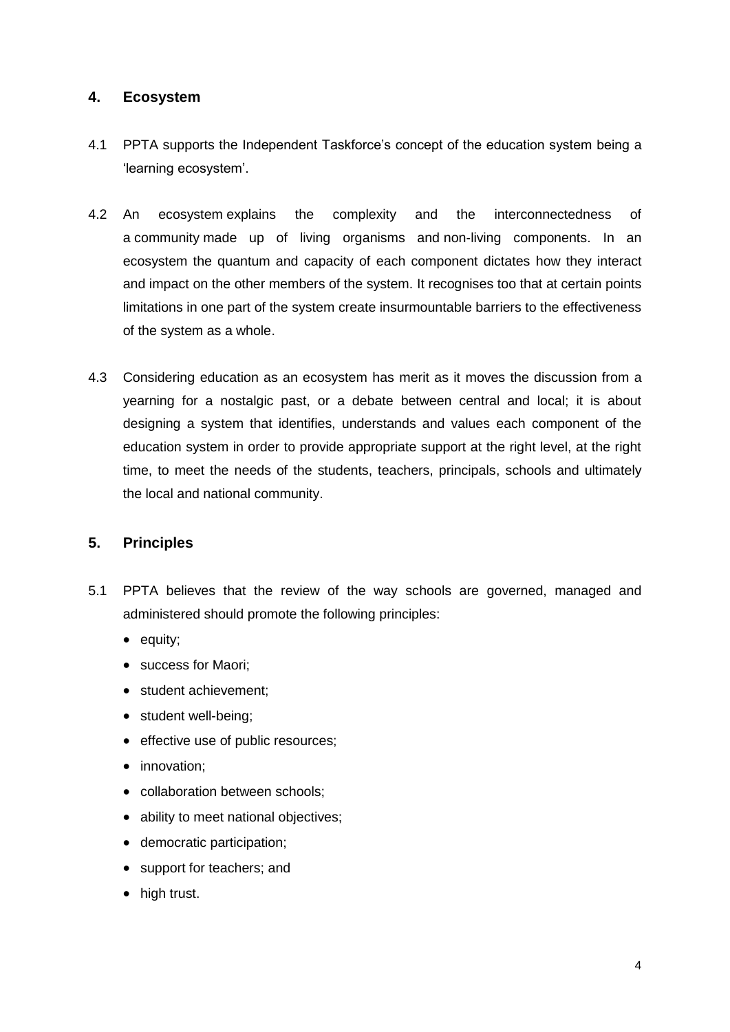## 4. Ecosystem

4.1 PPTA supports the Independent Taskforce's concept of the education system being a 'learning ecosystem'.

4.2 An ecosystem explains the complexity and the interconnectedness of a community made up of living organisms and non-living components. In an ecosystem the quantum and capacity of each component dictates how they interact and impact on the other members of the system. It recognises too that at certain points limitations in one part of the system create insurmountable barriers to the effectiveness of the system as a whole.

4.3 Considering education as an ecosystem has merit as it moves the discussion from a yearning for a nostalgic past, or a debate between central and local; it is about designing a system that identifies, understands and values each component of the education system in order to provide appropriate support at the right level, at the right time, to meet the needs of the students, teachers, principals, schools and ultimately the local and national community.

## 5. Principles

5.1 PPTA believes that the review of the way schools are governed, managed and administered should promote the following principles:

- equity;
- success for Maori;
- student achievement;
- student well-being;
- effective use of public resources;
- innovation;
- collaboration between schools;
- ability to meet national objectives;
- democratic participation;
- support for teachers; and
- high trust.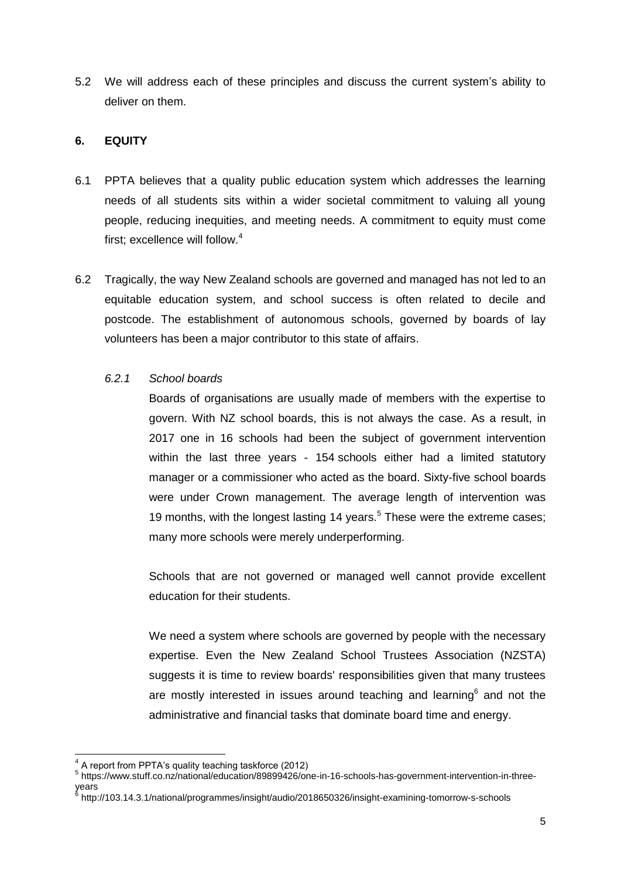5.2 We will address each of these principles and discuss the current system's ability to deliver on them.

## 6. EQUITY

6.1 PPTA believes that a quality public education system which addresses the learning needs of all students sits within a wider societal commitment to valuing all young people, reducing inequities, and meeting needs. A commitment to equity must come first; excellence will follow.[4]

6.2 Tragically, the way New Zealand schools are governed and managed has not led to an equitable education system, and school success is often related to decile and postcode. The establishment of autonomous schools, governed by boards of lay volunteers has been a major contributor to this state of affairs.

### *6.2.1 School boards*

Boards of organisations are usually made of members with the expertise to govern. With NZ school boards, this is not always the case. As a result, in 2017 one in 16 schools had been the subject of government intervention within the last three years - 154 schools either had a limited statutory manager or a commissioner who acted as the board. Sixty-five school boards were under Crown management. The average length of intervention was 19 months, with the longest lasting 14 years.[5] These were the extreme cases; many more schools were merely underperforming.

Schools that are not governed or managed well cannot provide excellent education for their students.

We need a system where schools are governed by people with the necessary expertise. Even the New Zealand School Trustees Association (NZSTA) suggests it is time to review boards' responsibilities given that many trustees are mostly interested in issues around teaching and learning[6] and not the administrative and financial tasks that dominate board time and energy.

---

[4] A report from PPTA's quality teaching taskforce (2012)

[5] https://www.stuff.co.nz/national/education/89899426/one-in-16-schools-has-government-intervention-in-three-years

[6] http://103.14.3.1/national/programmes/insight/audio/2018650326/insight-examining-tomorrow-s-schools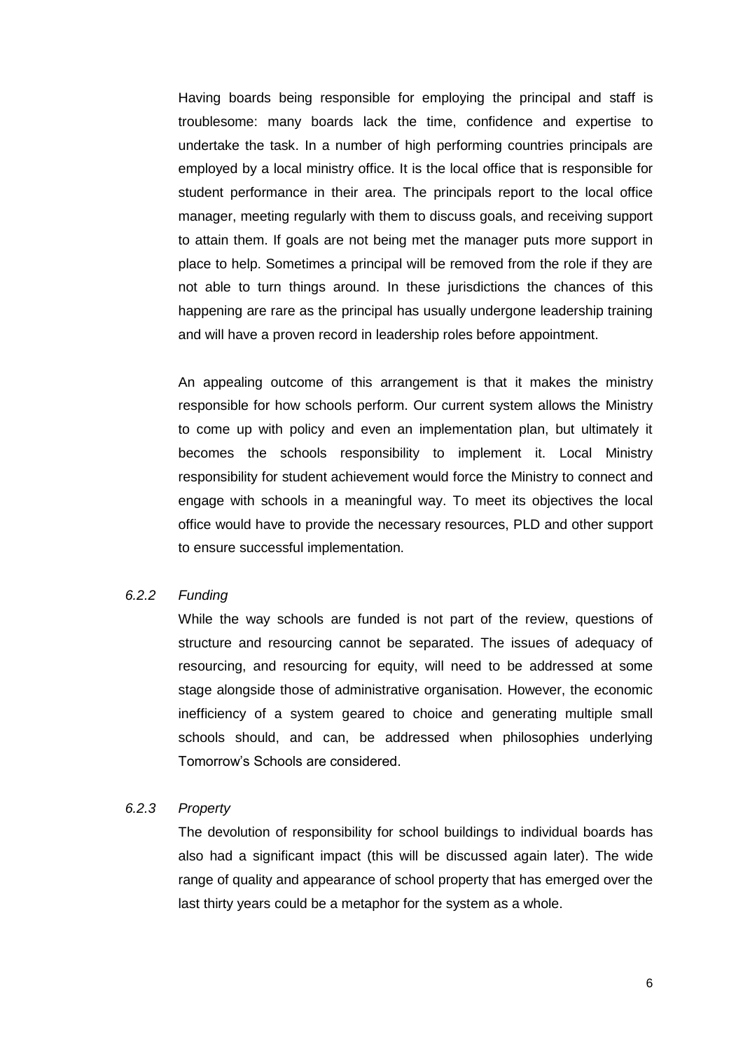Having boards being responsible for employing the principal and staff is troublesome: many boards lack the time, confidence and expertise to undertake the task. In a number of high performing countries principals are employed by a local ministry office. It is the local office that is responsible for student performance in their area. The principals report to the local office manager, meeting regularly with them to discuss goals, and receiving support to attain them. If goals are not being met the manager puts more support in place to help. Sometimes a principal will be removed from the role if they are not able to turn things around. In these jurisdictions the chances of this happening are rare as the principal has usually undergone leadership training and will have a proven record in leadership roles before appointment.

An appealing outcome of this arrangement is that it makes the ministry responsible for how schools perform. Our current system allows the Ministry to come up with policy and even an implementation plan, but ultimately it becomes the schools responsibility to implement it. Local Ministry responsibility for student achievement would force the Ministry to connect and engage with schools in a meaningful way. To meet its objectives the local office would have to provide the necessary resources, PLD and other support to ensure successful implementation.

#### *6.2.2 Funding*

While the way schools are funded is not part of the review, questions of structure and resourcing cannot be separated. The issues of adequacy of resourcing, and resourcing for equity, will need to be addressed at some stage alongside those of administrative organisation. However, the economic inefficiency of a system geared to choice and generating multiple small schools should, and can, be addressed when philosophies underlying Tomorrow's Schools are considered.

#### *6.2.3 Property*

The devolution of responsibility for school buildings to individual boards has also had a significant impact (this will be discussed again later). The wide range of quality and appearance of school property that has emerged over the last thirty years could be a metaphor for the system as a whole.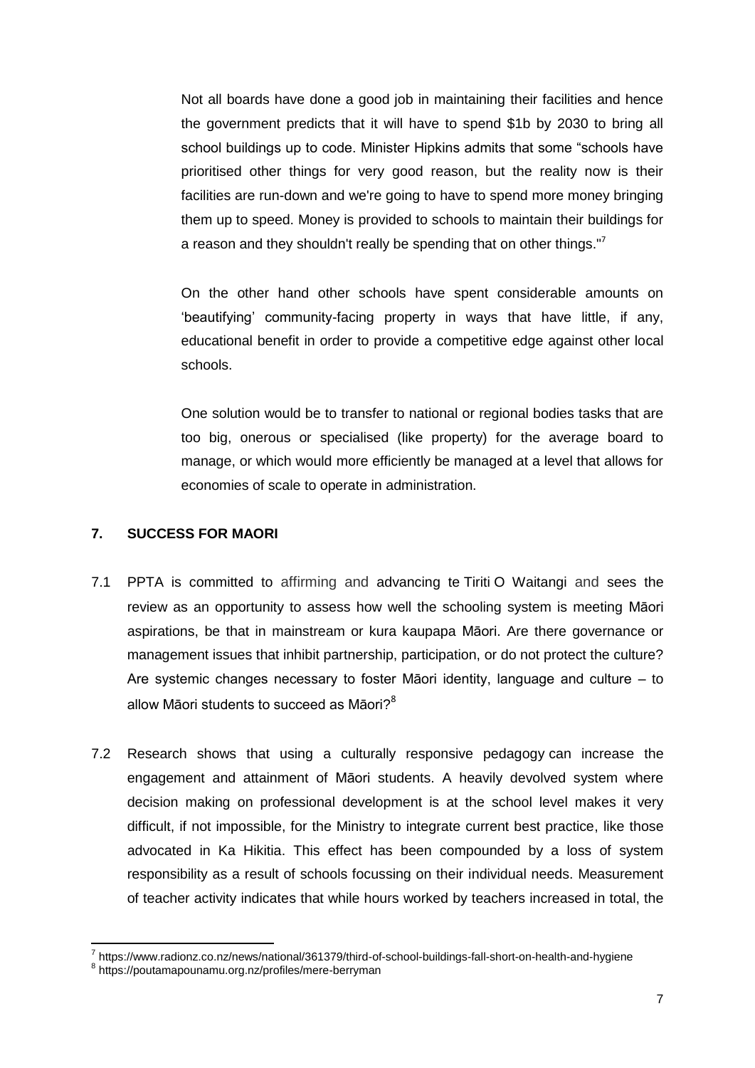Not all boards have done a good job in maintaining their facilities and hence the government predicts that it will have to spend $1b by 2030 to bring all school buildings up to code. Minister Hipkins admits that some "schools have prioritised other things for very good reason, but the reality now is their facilities are run-down and we're going to have to spend more money bringing them up to speed. Money is provided to schools to maintain their buildings for a reason and they shouldn't really be spending that on other things."[7]

On the other hand other schools have spent considerable amounts on 'beautifying' community-facing property in ways that have little, if any, educational benefit in order to provide a competitive edge against other local schools.

One solution would be to transfer to national or regional bodies tasks that are too big, onerous or specialised (like property) for the average board to manage, or which would more efficiently be managed at a level that allows for economies of scale to operate in administration.

## 7. SUCCESS FOR MAORI

7.1 PPTA is committed to affirming and advancing te Tiriti O Waitangi and sees the review as an opportunity to assess how well the schooling system is meeting Māori aspirations, be that in mainstream or kura kaupapa Māori. Are there governance or management issues that inhibit partnership, participation, or do not protect the culture? Are systemic changes necessary to foster Māori identity, language and culture – to allow Māori students to succeed as Māori?[8]

7.2 Research shows that using a culturally responsive pedagogy can increase the engagement and attainment of Māori students. A heavily devolved system where decision making on professional development is at the school level makes it very difficult, if not impossible, for the Ministry to integrate current best practice, like those advocated in Ka Hikitia. This effect has been compounded by a loss of system responsibility as a result of schools focussing on their individual needs. Measurement of teacher activity indicates that while hours worked by teachers increased in total, the

---

[7] https://www.radionz.co.nz/news/national/361379/third-of-school-buildings-fall-short-on-health-and-hygiene

[8] https://poutamapounamu.org.nz/profiles/mere-berryman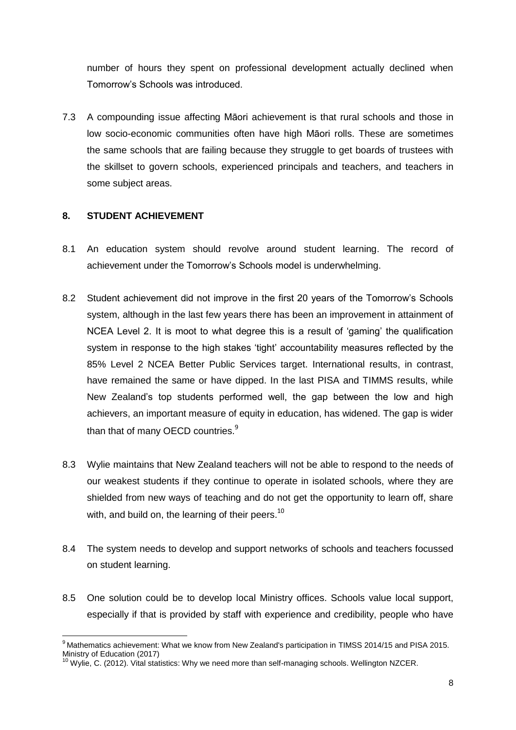number of hours they spent on professional development actually declined when Tomorrow's Schools was introduced.

7.3 A compounding issue affecting Māori achievement is that rural schools and those in low socio-economic communities often have high Māori rolls. These are sometimes the same schools that are failing because they struggle to get boards of trustees with the skillset to govern schools, experienced principals and teachers, and teachers in some subject areas.

## 8. STUDENT ACHIEVEMENT

8.1 An education system should revolve around student learning. The record of achievement under the Tomorrow's Schools model is underwhelming.

8.2 Student achievement did not improve in the first 20 years of the Tomorrow's Schools system, although in the last few years there has been an improvement in attainment of NCEA Level 2. It is moot to what degree this is a result of 'gaming' the qualification system in response to the high stakes 'tight' accountability measures reflected by the 85% Level 2 NCEA Better Public Services target. International results, in contrast, have remained the same or have dipped. In the last PISA and TIMMS results, while New Zealand's top students performed well, the gap between the low and high achievers, an important measure of equity in education, has widened. The gap is wider than that of many OECD countries.[9]

8.3 Wylie maintains that New Zealand teachers will not be able to respond to the needs of our weakest students if they continue to operate in isolated schools, where they are shielded from new ways of teaching and do not get the opportunity to learn off, share with, and build on, the learning of their peers.[10]

8.4 The system needs to develop and support networks of schools and teachers focussed on student learning.

8.5 One solution could be to develop local Ministry offices. Schools value local support, especially if that is provided by staff with experience and credibility, people who have

---

[9] Mathematics achievement: What we know from New Zealand's participation in TIMSS 2014/15 and PISA 2015. Ministry of Education (2017)

[10] Wylie, C. (2012). Vital statistics: Why we need more than self-managing schools. Wellington NZCER.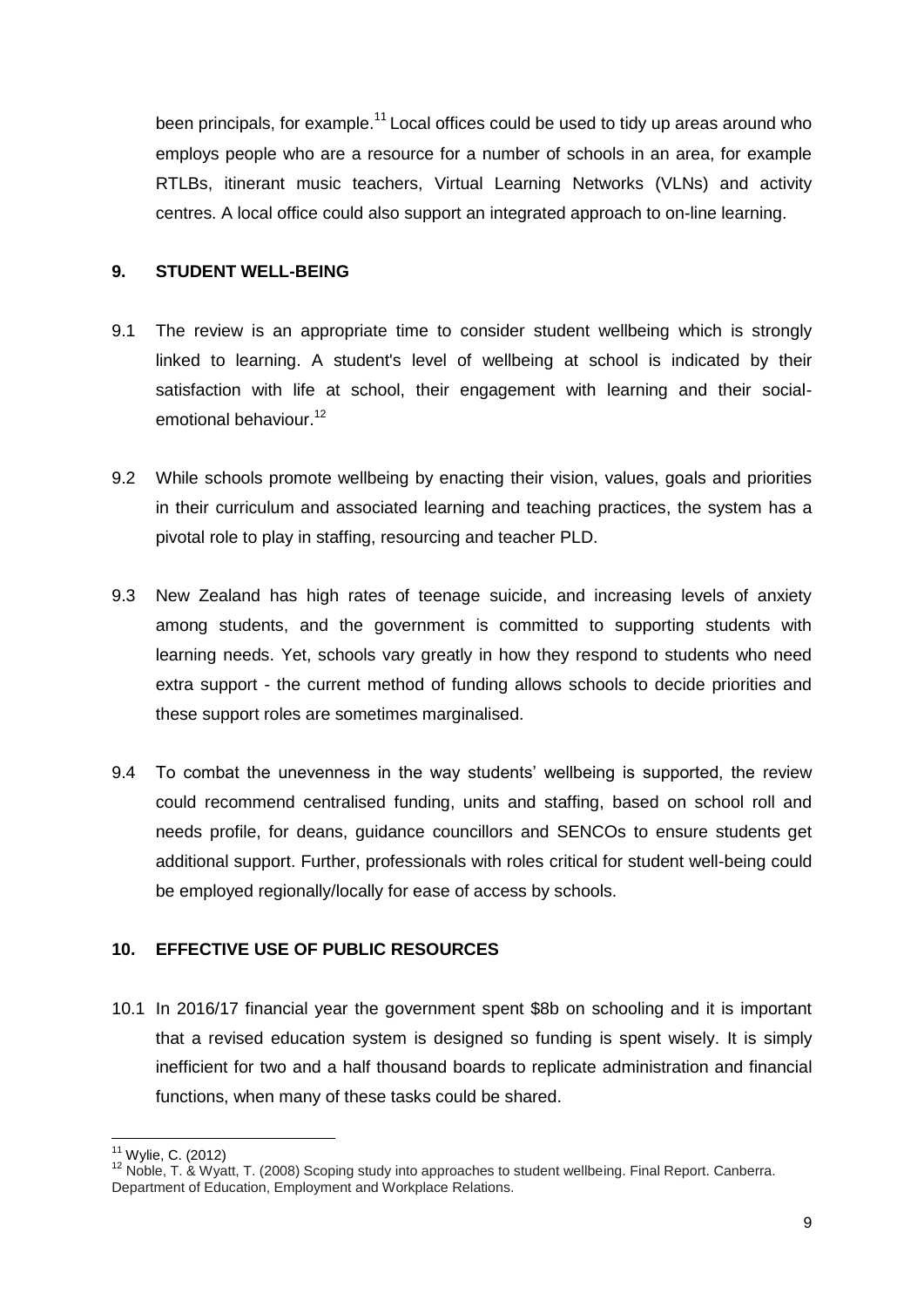been principals, for example.[11] Local offices could be used to tidy up areas around who employs people who are a resource for a number of schools in an area, for example RTLBs, itinerant music teachers, Virtual Learning Networks (VLNs) and activity centres. A local office could also support an integrated approach to on-line learning.

## 9. STUDENT WELL-BEING

9.1 The review is an appropriate time to consider student wellbeing which is strongly linked to learning. A student's level of wellbeing at school is indicated by their satisfaction with life at school, their engagement with learning and their social-emotional behaviour.[12]

9.2 While schools promote wellbeing by enacting their vision, values, goals and priorities in their curriculum and associated learning and teaching practices, the system has a pivotal role to play in staffing, resourcing and teacher PLD.

9.3 New Zealand has high rates of teenage suicide, and increasing levels of anxiety among students, and the government is committed to supporting students with learning needs. Yet, schools vary greatly in how they respond to students who need extra support - the current method of funding allows schools to decide priorities and these support roles are sometimes marginalised.

9.4 To combat the unevenness in the way students' wellbeing is supported, the review could recommend centralised funding, units and staffing, based on school roll and needs profile, for deans, guidance councillors and SENCOs to ensure students get additional support. Further, professionals with roles critical for student well-being could be employed regionally/locally for ease of access by schools.

## 10. EFFECTIVE USE OF PUBLIC RESOURCES

10.1 In 2016/17 financial year the government spent \$8b on schooling and it is important that a revised education system is designed so funding is spent wisely. It is simply inefficient for two and a half thousand boards to replicate administration and financial functions, when many of these tasks could be shared.

---

[11] Wylie, C. (2012)

[12] Noble, T. & Wyatt, T. (2008) Scoping study into approaches to student wellbeing. Final Report. Canberra. Department of Education, Employment and Workplace Relations.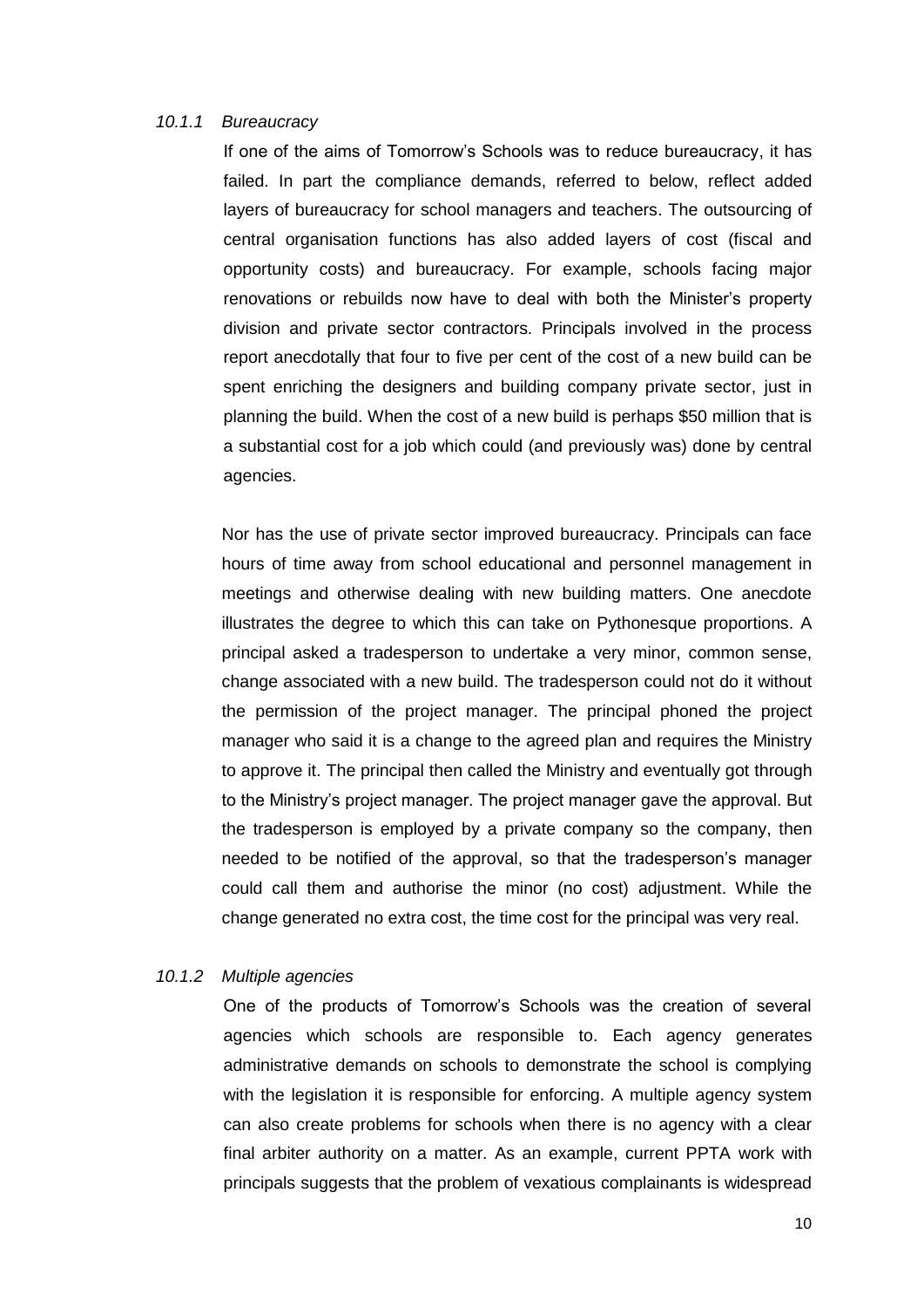#### *10.1.1 Bureaucracy*

If one of the aims of Tomorrow's Schools was to reduce bureaucracy, it has failed. In part the compliance demands, referred to below, reflect added layers of bureaucracy for school managers and teachers. The outsourcing of central organisation functions has also added layers of cost (fiscal and opportunity costs) and bureaucracy. For example, schools facing major renovations or rebuilds now have to deal with both the Minister's property division and private sector contractors. Principals involved in the process report anecdotally that four to five per cent of the cost of a new build can be spent enriching the designers and building company private sector, just in planning the build. When the cost of a new build is perhaps $50 million that is a substantial cost for a job which could (and previously was) done by central agencies.

Nor has the use of private sector improved bureaucracy. Principals can face hours of time away from school educational and personnel management in meetings and otherwise dealing with new building matters. One anecdote illustrates the degree to which this can take on Pythonesque proportions. A principal asked a tradesperson to undertake a very minor, common sense, change associated with a new build. The tradesperson could not do it without the permission of the project manager. The principal phoned the project manager who said it is a change to the agreed plan and requires the Ministry to approve it. The principal then called the Ministry and eventually got through to the Ministry's project manager. The project manager gave the approval. But the tradesperson is employed by a private company so the company, then needed to be notified of the approval, so that the tradesperson's manager could call them and authorise the minor (no cost) adjustment. While the change generated no extra cost, the time cost for the principal was very real.

#### *10.1.2 Multiple agencies*

One of the products of Tomorrow's Schools was the creation of several agencies which schools are responsible to. Each agency generates administrative demands on schools to demonstrate the school is complying with the legislation it is responsible for enforcing. A multiple agency system can also create problems for schools when there is no agency with a clear final arbiter authority on a matter. As an example, current PPTA work with principals suggests that the problem of vexatious complainants is widespread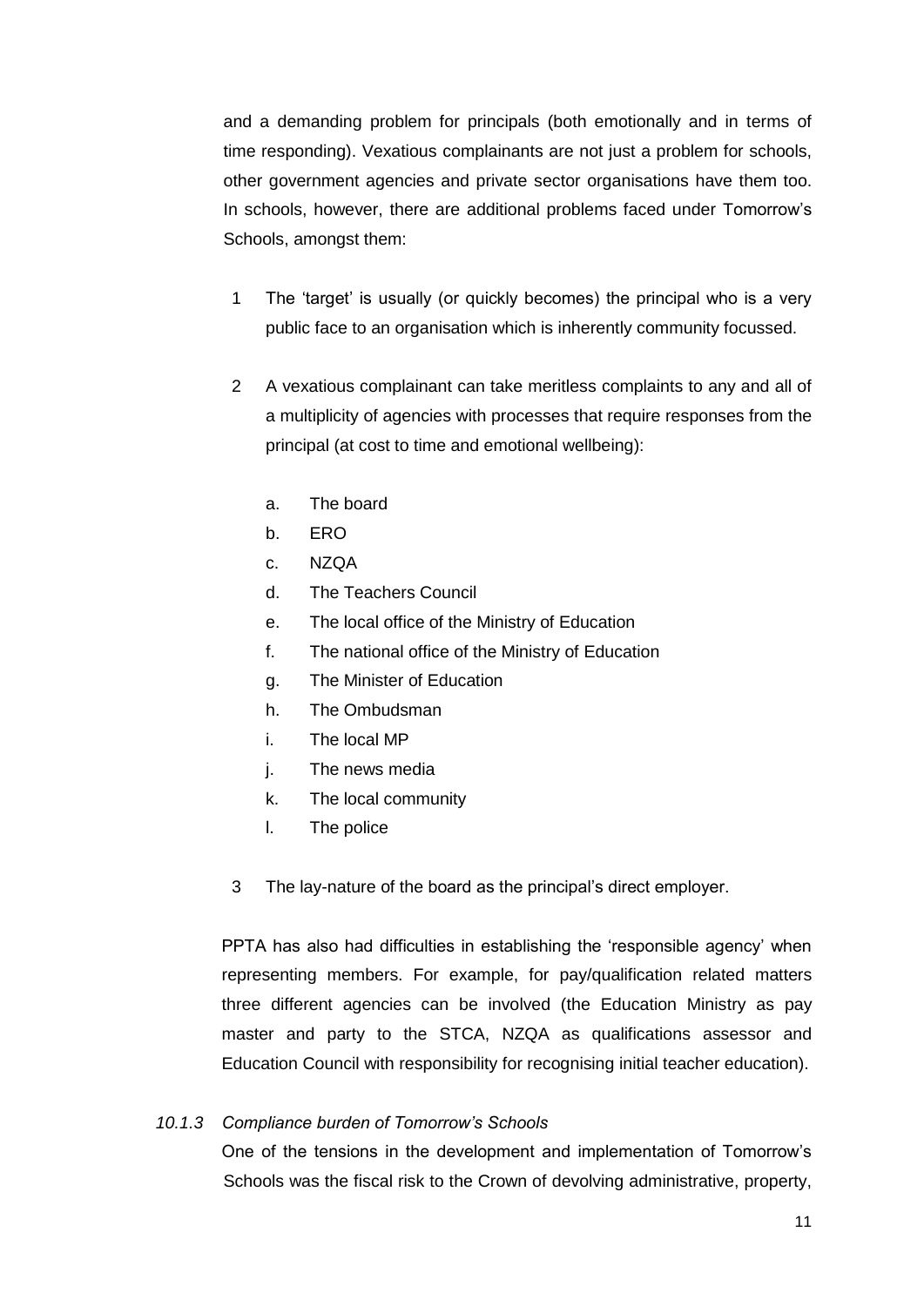and a demanding problem for principals (both emotionally and in terms of time responding). Vexatious complainants are not just a problem for schools, other government agencies and private sector organisations have them too. In schools, however, there are additional problems faced under Tomorrow's Schools, amongst them:

1. The 'target' is usually (or quickly becomes) the principal who is a very public face to an organisation which is inherently community focussed.
2. A vexatious complainant can take meritless complaints to any and all of a multiplicity of agencies with processes that require responses from the principal (at cost to time and emotional wellbeing):
   a. The board
   b. ERO
   c. NZQA
   d. The Teachers Council
   e. The local office of the Ministry of Education
   f. The national office of the Ministry of Education
   g. The Minister of Education
   h. The Ombudsman
   i. The local MP
   j. The news media
   k. The local community
   l. The police
3. The lay-nature of the board as the principal's direct employer.

PPTA has also had difficulties in establishing the 'responsible agency' when representing members. For example, for pay/qualification related matters three different agencies can be involved (the Education Ministry as pay master and party to the STCA, NZQA as qualifications assessor and Education Council with responsibility for recognising initial teacher education).

#### *10.1.3 Compliance burden of Tomorrow's Schools*

One of the tensions in the development and implementation of Tomorrow's Schools was the fiscal risk to the Crown of devolving administrative, property,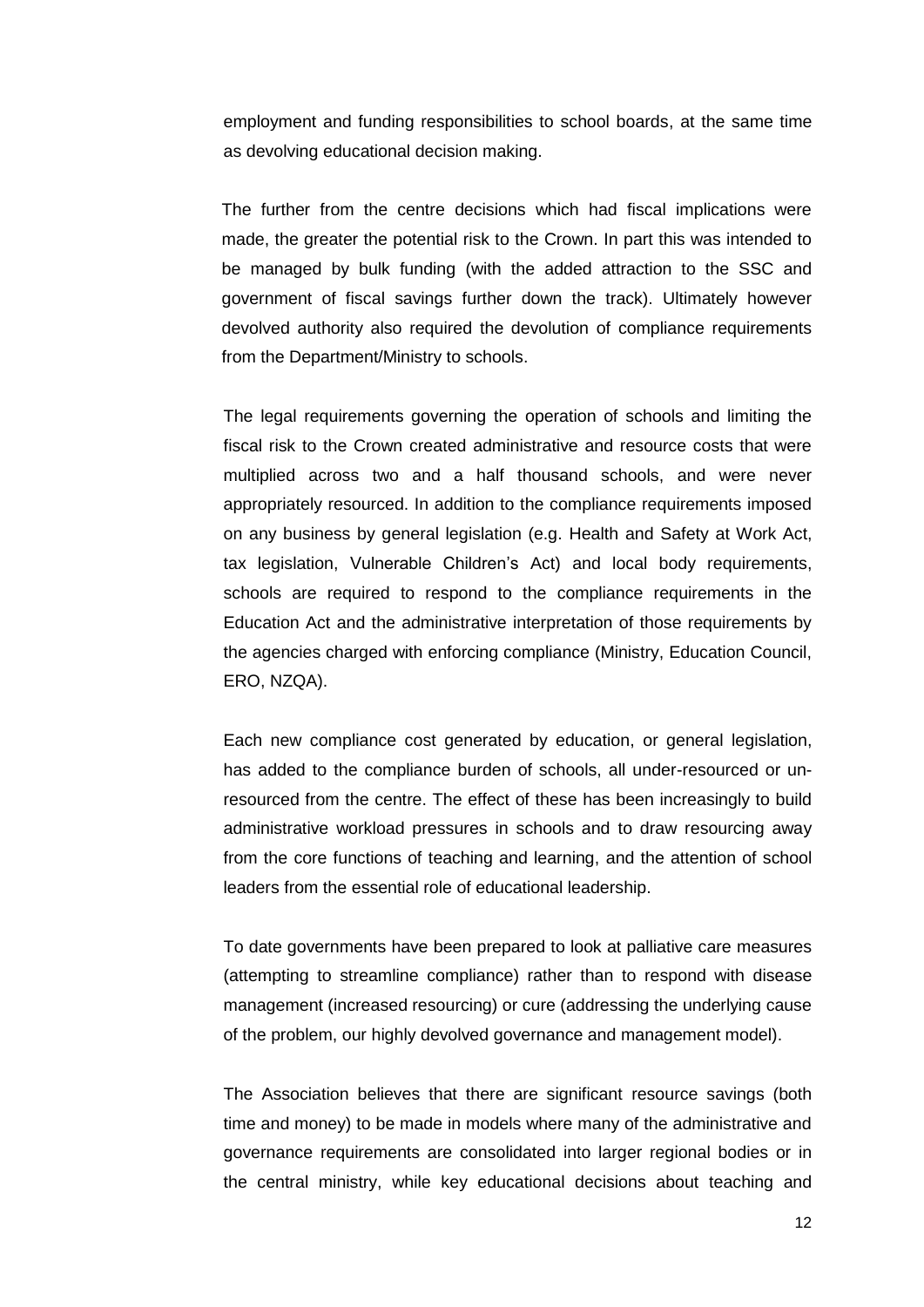employment and funding responsibilities to school boards, at the same time as devolving educational decision making.

The further from the centre decisions which had fiscal implications were made, the greater the potential risk to the Crown. In part this was intended to be managed by bulk funding (with the added attraction to the SSC and government of fiscal savings further down the track). Ultimately however devolved authority also required the devolution of compliance requirements from the Department/Ministry to schools.

The legal requirements governing the operation of schools and limiting the fiscal risk to the Crown created administrative and resource costs that were multiplied across two and a half thousand schools, and were never appropriately resourced. In addition to the compliance requirements imposed on any business by general legislation (e.g. Health and Safety at Work Act, tax legislation, Vulnerable Children's Act) and local body requirements, schools are required to respond to the compliance requirements in the Education Act and the administrative interpretation of those requirements by the agencies charged with enforcing compliance (Ministry, Education Council, ERO, NZQA).

Each new compliance cost generated by education, or general legislation, has added to the compliance burden of schools, all under-resourced or un-resourced from the centre. The effect of these has been increasingly to build administrative workload pressures in schools and to draw resourcing away from the core functions of teaching and learning, and the attention of school leaders from the essential role of educational leadership.

To date governments have been prepared to look at palliative care measures (attempting to streamline compliance) rather than to respond with disease management (increased resourcing) or cure (addressing the underlying cause of the problem, our highly devolved governance and management model).

The Association believes that there are significant resource savings (both time and money) to be made in models where many of the administrative and governance requirements are consolidated into larger regional bodies or in the central ministry, while key educational decisions about teaching and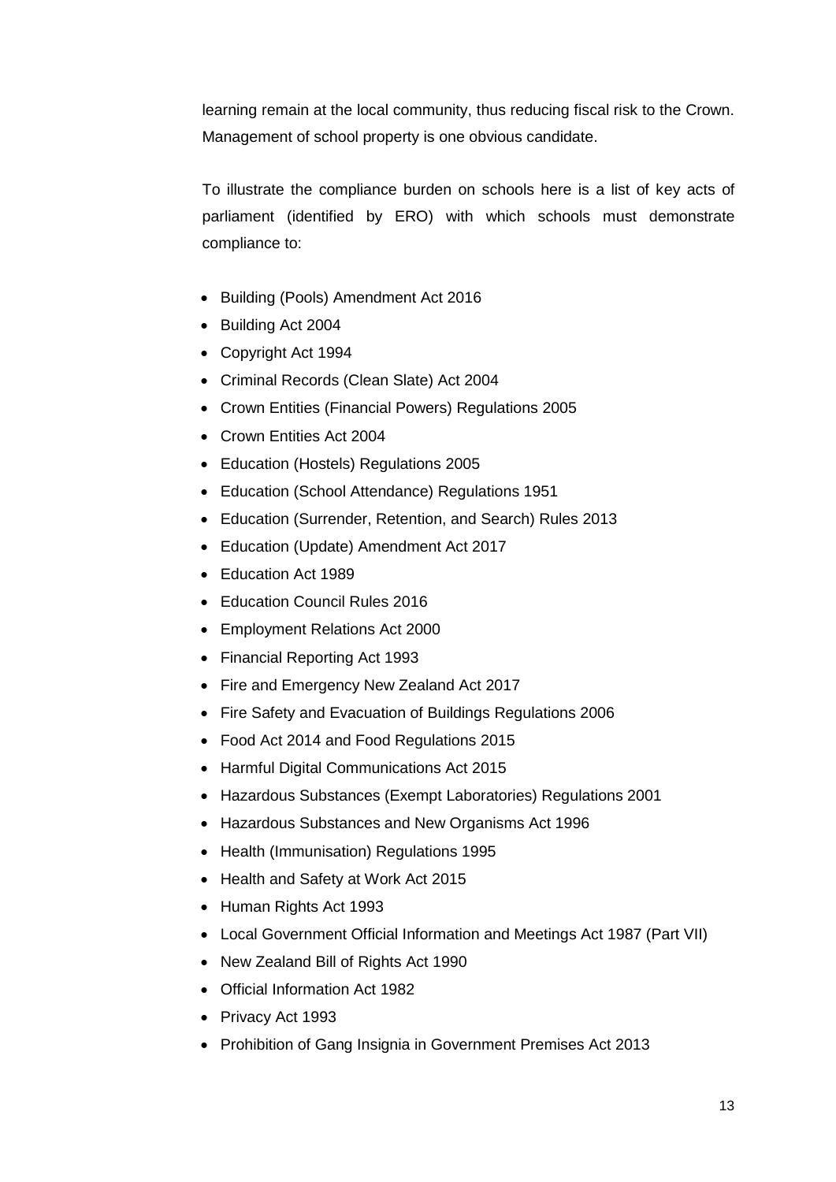learning remain at the local community, thus reducing fiscal risk to the Crown. Management of school property is one obvious candidate.

To illustrate the compliance burden on schools here is a list of key acts of parliament (identified by ERO) with which schools must demonstrate compliance to:

- Building (Pools) Amendment Act 2016
- Building Act 2004
- Copyright Act 1994
- Criminal Records (Clean Slate) Act 2004
- Crown Entities (Financial Powers) Regulations 2005
- Crown Entities Act 2004
- Education (Hostels) Regulations 2005
- Education (School Attendance) Regulations 1951
- Education (Surrender, Retention, and Search) Rules 2013
- Education (Update) Amendment Act 2017
- Education Act 1989
- Education Council Rules 2016
- Employment Relations Act 2000
- Financial Reporting Act 1993
- Fire and Emergency New Zealand Act 2017
- Fire Safety and Evacuation of Buildings Regulations 2006
- Food Act 2014 and Food Regulations 2015
- Harmful Digital Communications Act 2015
- Hazardous Substances (Exempt Laboratories) Regulations 2001
- Hazardous Substances and New Organisms Act 1996
- Health (Immunisation) Regulations 1995
- Health and Safety at Work Act 2015
- Human Rights Act 1993
- Local Government Official Information and Meetings Act 1987 (Part VII)
- New Zealand Bill of Rights Act 1990
- Official Information Act 1982
- Privacy Act 1993
- Prohibition of Gang Insignia in Government Premises Act 2013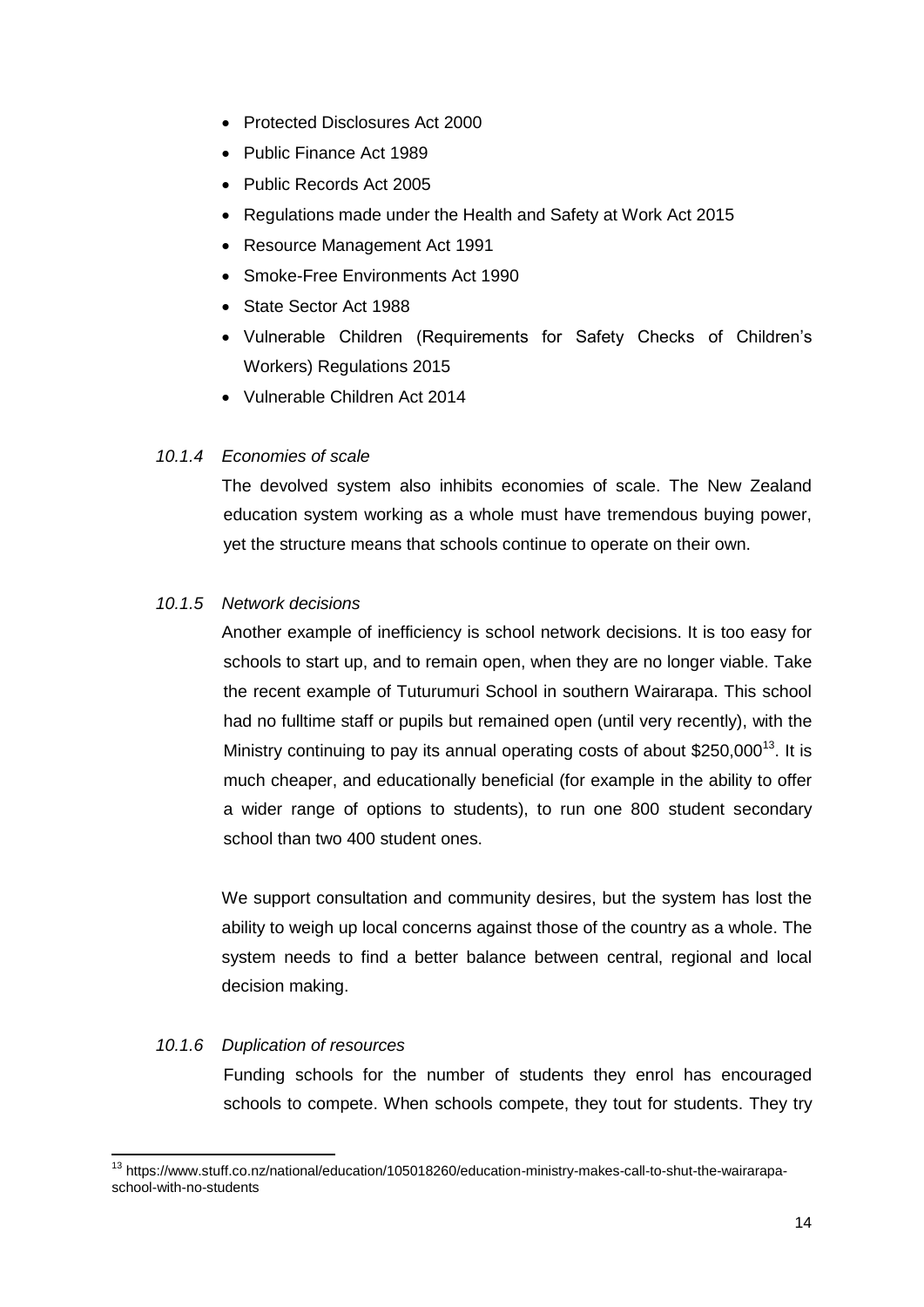- Protected Disclosures Act 2000
- Public Finance Act 1989
- Public Records Act 2005
- Regulations made under the Health and Safety at Work Act 2015
- Resource Management Act 1991
- Smoke-Free Environments Act 1990
- State Sector Act 1988
- Vulnerable Children (Requirements for Safety Checks of Children's Workers) Regulations 2015
- Vulnerable Children Act 2014

#### *10.1.4 Economies of scale*

The devolved system also inhibits economies of scale. The New Zealand education system working as a whole must have tremendous buying power, yet the structure means that schools continue to operate on their own.

#### *10.1.5 Network decisions*

Another example of inefficiency is school network decisions. It is too easy for schools to start up, and to remain open, when they are no longer viable. Take the recent example of Tuturumuri School in southern Wairarapa. This school had no fulltime staff or pupils but remained open (until very recently), with the Ministry continuing to pay its annual operating costs of about $250,000[13]. It is much cheaper, and educationally beneficial (for example in the ability to offer a wider range of options to students), to run one 800 student secondary school than two 400 student ones.

We support consultation and community desires, but the system has lost the ability to weigh up local concerns against those of the country as a whole. The system needs to find a better balance between central, regional and local decision making.

#### *10.1.6 Duplication of resources*

Funding schools for the number of students they enrol has encouraged schools to compete. When schools compete, they tout for students. They try

---

[13] https://www.stuff.co.nz/national/education/105018260/education-ministry-makes-call-to-shut-the-wairarapa-school-with-no-students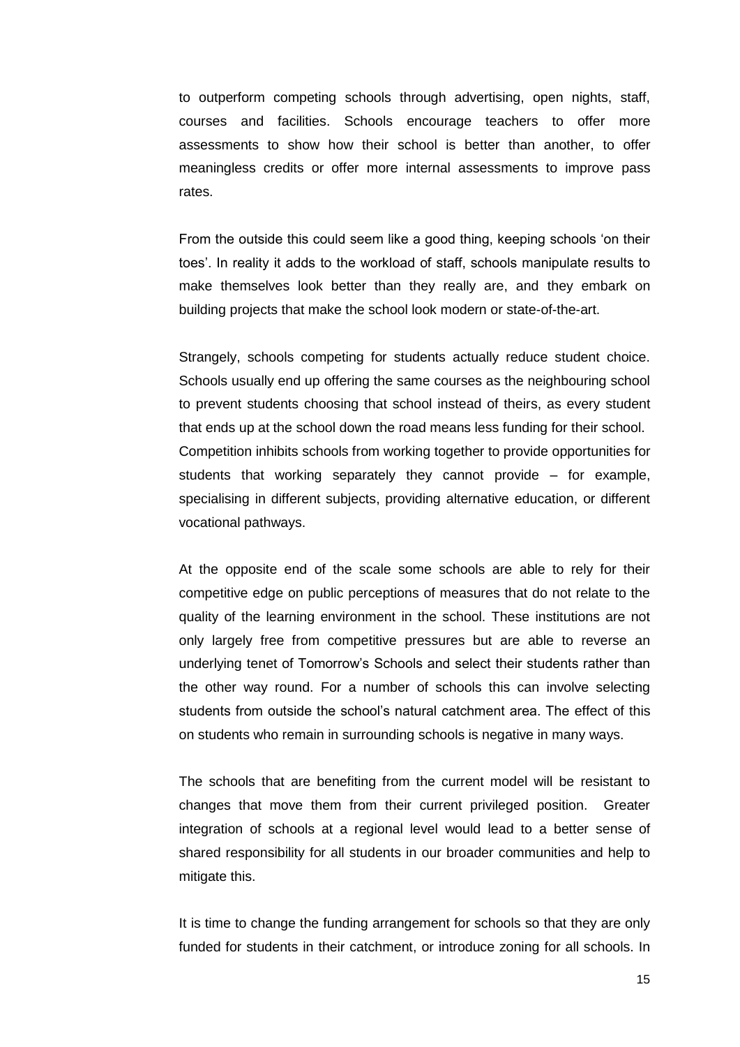to outperform competing schools through advertising, open nights, staff, courses and facilities. Schools encourage teachers to offer more assessments to show how their school is better than another, to offer meaningless credits or offer more internal assessments to improve pass rates.

From the outside this could seem like a good thing, keeping schools 'on their toes'. In reality it adds to the workload of staff, schools manipulate results to make themselves look better than they really are, and they embark on building projects that make the school look modern or state-of-the-art.

Strangely, schools competing for students actually reduce student choice. Schools usually end up offering the same courses as the neighbouring school to prevent students choosing that school instead of theirs, as every student that ends up at the school down the road means less funding for their school. Competition inhibits schools from working together to provide opportunities for students that working separately they cannot provide – for example, specialising in different subjects, providing alternative education, or different vocational pathways.

At the opposite end of the scale some schools are able to rely for their competitive edge on public perceptions of measures that do not relate to the quality of the learning environment in the school. These institutions are not only largely free from competitive pressures but are able to reverse an underlying tenet of Tomorrow's Schools and select their students rather than the other way round. For a number of schools this can involve selecting students from outside the school's natural catchment area. The effect of this on students who remain in surrounding schools is negative in many ways.

The schools that are benefiting from the current model will be resistant to changes that move them from their current privileged position. Greater integration of schools at a regional level would lead to a better sense of shared responsibility for all students in our broader communities and help to mitigate this.

It is time to change the funding arrangement for schools so that they are only funded for students in their catchment, or introduce zoning for all schools. In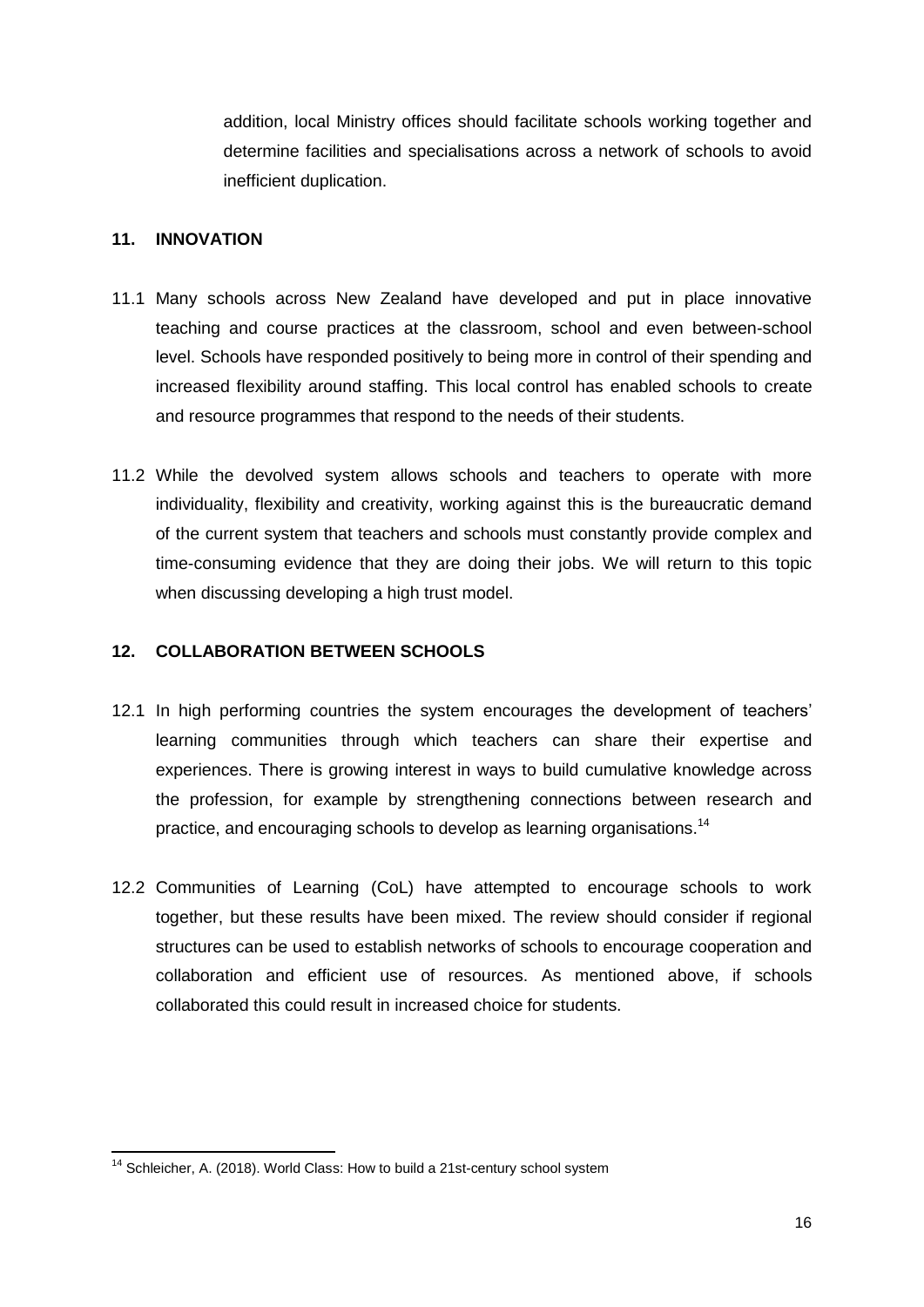addition, local Ministry offices should facilitate schools working together and determine facilities and specialisations across a network of schools to avoid inefficient duplication.

## 11. INNOVATION

11.1 Many schools across New Zealand have developed and put in place innovative teaching and course practices at the classroom, school and even between-school level. Schools have responded positively to being more in control of their spending and increased flexibility around staffing. This local control has enabled schools to create and resource programmes that respond to the needs of their students.

11.2 While the devolved system allows schools and teachers to operate with more individuality, flexibility and creativity, working against this is the bureaucratic demand of the current system that teachers and schools must constantly provide complex and time-consuming evidence that they are doing their jobs. We will return to this topic when discussing developing a high trust model.

## 12. COLLABORATION BETWEEN SCHOOLS

12.1 In high performing countries the system encourages the development of teachers' learning communities through which teachers can share their expertise and experiences. There is growing interest in ways to build cumulative knowledge across the profession, for example by strengthening connections between research and practice, and encouraging schools to develop as learning organisations.[14]

12.2 Communities of Learning (CoL) have attempted to encourage schools to work together, but these results have been mixed. The review should consider if regional structures can be used to establish networks of schools to encourage cooperation and collaboration and efficient use of resources. As mentioned above, if schools collaborated this could result in increased choice for students.

---

[14] Schleicher, A. (2018). World Class: How to build a 21st-century school system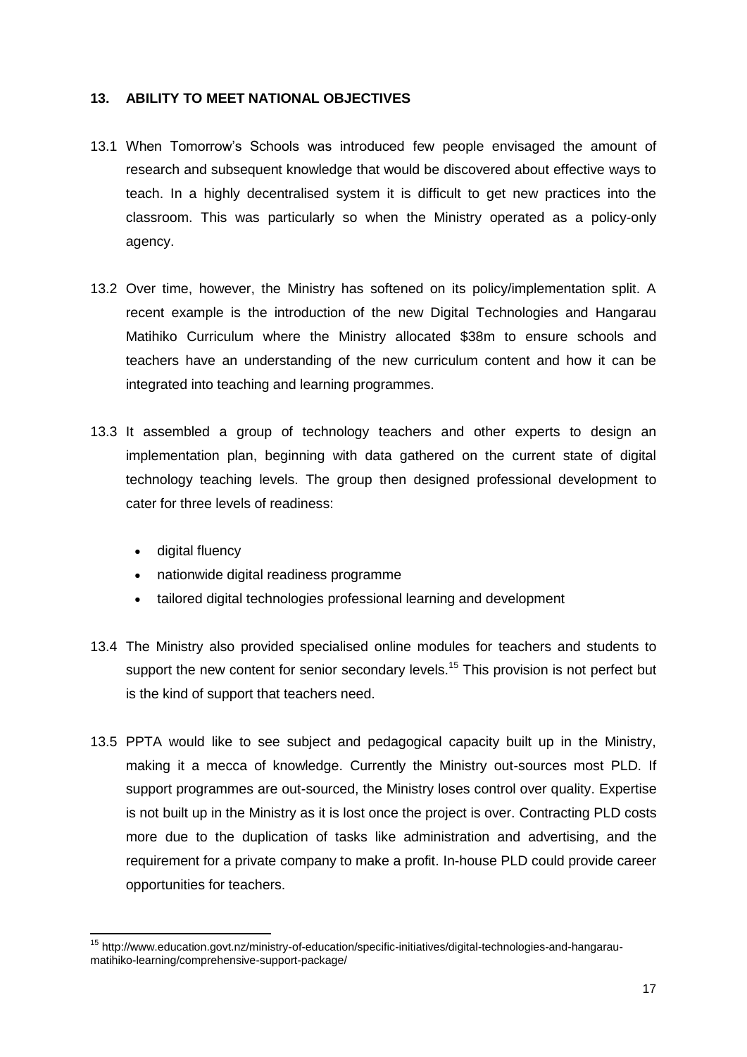## 13. ABILITY TO MEET NATIONAL OBJECTIVES

13.1 When Tomorrow's Schools was introduced few people envisaged the amount of research and subsequent knowledge that would be discovered about effective ways to teach. In a highly decentralised system it is difficult to get new practices into the classroom. This was particularly so when the Ministry operated as a policy-only agency.

13.2 Over time, however, the Ministry has softened on its policy/implementation split. A recent example is the introduction of the new Digital Technologies and Hangarau Matihiko Curriculum where the Ministry allocated \$38m to ensure schools and teachers have an understanding of the new curriculum content and how it can be integrated into teaching and learning programmes.

13.3 It assembled a group of technology teachers and other experts to design an implementation plan, beginning with data gathered on the current state of digital technology teaching levels. The group then designed professional development to cater for three levels of readiness:

- digital fluency
- nationwide digital readiness programme
- tailored digital technologies professional learning and development

13.4 The Ministry also provided specialised online modules for teachers and students to support the new content for senior secondary levels.[15] This provision is not perfect but is the kind of support that teachers need.

13.5 PPTA would like to see subject and pedagogical capacity built up in the Ministry, making it a mecca of knowledge. Currently the Ministry out-sources most PLD. If support programmes are out-sourced, the Ministry loses control over quality. Expertise is not built up in the Ministry as it is lost once the project is over. Contracting PLD costs more due to the duplication of tasks like administration and advertising, and the requirement for a private company to make a profit. In-house PLD could provide career opportunities for teachers.

[15] http://www.education.govt.nz/ministry-of-education/specific-initiatives/digital-technologies-and-hangarau-matihiko-learning/comprehensive-support-package/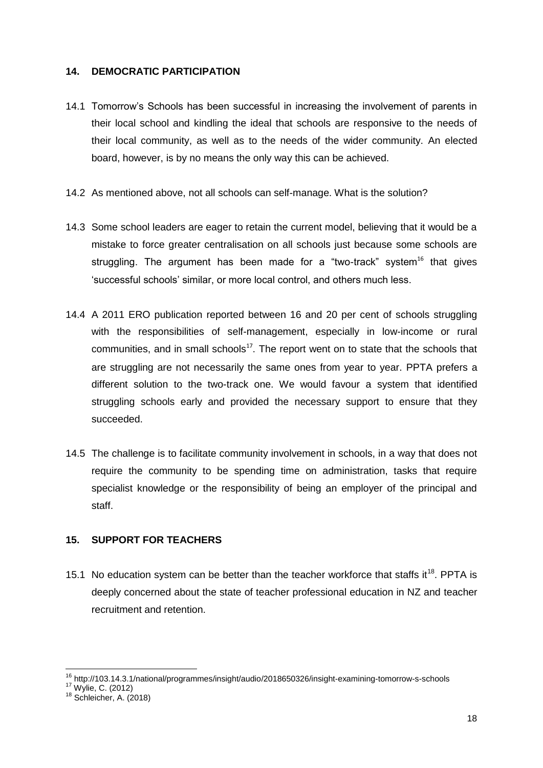## 14. DEMOCRATIC PARTICIPATION

14.1 Tomorrow's Schools has been successful in increasing the involvement of parents in their local school and kindling the ideal that schools are responsive to the needs of their local community, as well as to the needs of the wider community. An elected board, however, is by no means the only way this can be achieved.

14.2 As mentioned above, not all schools can self-manage. What is the solution?

14.3 Some school leaders are eager to retain the current model, believing that it would be a mistake to force greater centralisation on all schools just because some schools are struggling. The argument has been made for a "two-track" system[16] that gives 'successful schools' similar, or more local control, and others much less.

14.4 A 2011 ERO publication reported between 16 and 20 per cent of schools struggling with the responsibilities of self-management, especially in low-income or rural communities, and in small schools[17]. The report went on to state that the schools that are struggling are not necessarily the same ones from year to year. PPTA prefers a different solution to the two-track one. We would favour a system that identified struggling schools early and provided the necessary support to ensure that they succeeded.

14.5 The challenge is to facilitate community involvement in schools, in a way that does not require the community to be spending time on administration, tasks that require specialist knowledge or the responsibility of being an employer of the principal and staff.

## 15. SUPPORT FOR TEACHERS

15.1 No education system can be better than the teacher workforce that staffs it[18]. PPTA is deeply concerned about the state of teacher professional education in NZ and teacher recruitment and retention.

---

[16] http://103.14.3.1/national/programmes/insight/audio/2018650326/insight-examining-tomorrow-s-schools

[17] Wylie, C. (2012)

[18] Schleicher, A. (2018)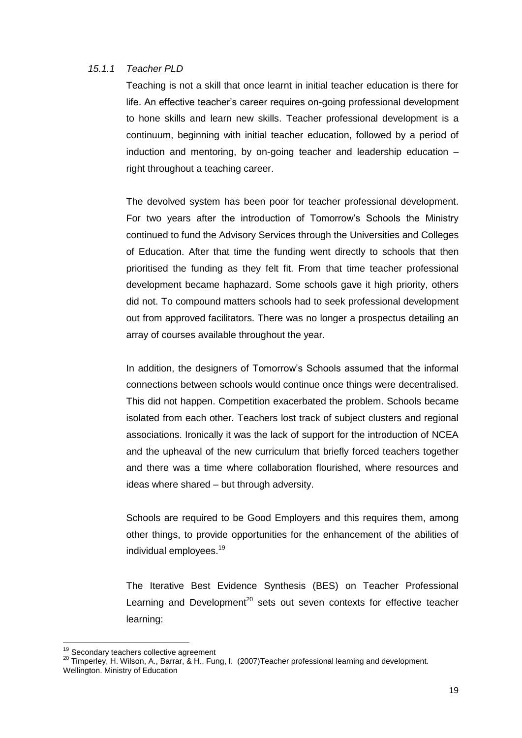### *15.1.1 Teacher PLD*

Teaching is not a skill that once learnt in initial teacher education is there for life. An effective teacher's career requires on-going professional development to hone skills and learn new skills. Teacher professional development is a continuum, beginning with initial teacher education, followed by a period of induction and mentoring, by on-going teacher and leadership education – right throughout a teaching career.

The devolved system has been poor for teacher professional development. For two years after the introduction of Tomorrow's Schools the Ministry continued to fund the Advisory Services through the Universities and Colleges of Education. After that time the funding went directly to schools that then prioritised the funding as they felt fit. From that time teacher professional development became haphazard. Some schools gave it high priority, others did not. To compound matters schools had to seek professional development out from approved facilitators. There was no longer a prospectus detailing an array of courses available throughout the year.

In addition, the designers of Tomorrow's Schools assumed that the informal connections between schools would continue once things were decentralised. This did not happen. Competition exacerbated the problem. Schools became isolated from each other. Teachers lost track of subject clusters and regional associations. Ironically it was the lack of support for the introduction of NCEA and the upheaval of the new curriculum that briefly forced teachers together and there was a time where collaboration flourished, where resources and ideas where shared – but through adversity.

Schools are required to be Good Employers and this requires them, among other things, to provide opportunities for the enhancement of the abilities of individual employees.[19]

The Iterative Best Evidence Synthesis (BES) on Teacher Professional Learning and Development[20] sets out seven contexts for effective teacher learning:

---

[19] Secondary teachers collective agreement

[20] Timperley, H. Wilson, A., Barrar, & H., Fung, I. (2007)Teacher professional learning and development. Wellington. Ministry of Education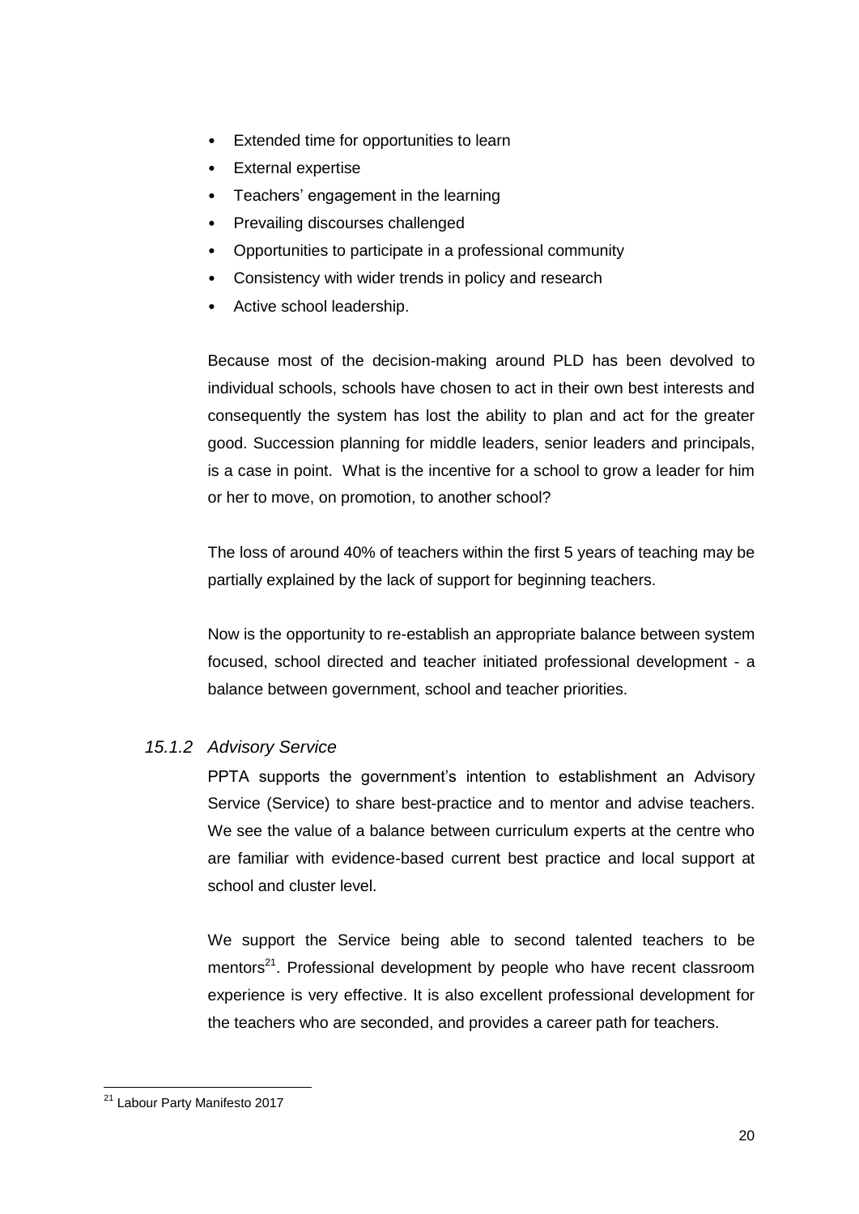- Extended time for opportunities to learn
- External expertise
- Teachers' engagement in the learning
- Prevailing discourses challenged
- Opportunities to participate in a professional community
- Consistency with wider trends in policy and research
- Active school leadership.

Because most of the decision-making around PLD has been devolved to individual schools, schools have chosen to act in their own best interests and consequently the system has lost the ability to plan and act for the greater good. Succession planning for middle leaders, senior leaders and principals, is a case in point. What is the incentive for a school to grow a leader for him or her to move, on promotion, to another school?

The loss of around 40% of teachers within the first 5 years of teaching may be partially explained by the lack of support for beginning teachers.

Now is the opportunity to re-establish an appropriate balance between system focused, school directed and teacher initiated professional development - a balance between government, school and teacher priorities.

### *15.1.2 Advisory Service*

PPTA supports the government's intention to establishment an Advisory Service (Service) to share best-practice and to mentor and advise teachers. We see the value of a balance between curriculum experts at the centre who are familiar with evidence-based current best practice and local support at school and cluster level.

We support the Service being able to second talented teachers to be mentors[21]. Professional development by people who have recent classroom experience is very effective. It is also excellent professional development for the teachers who are seconded, and provides a career path for teachers.

---

[21] Labour Party Manifesto 2017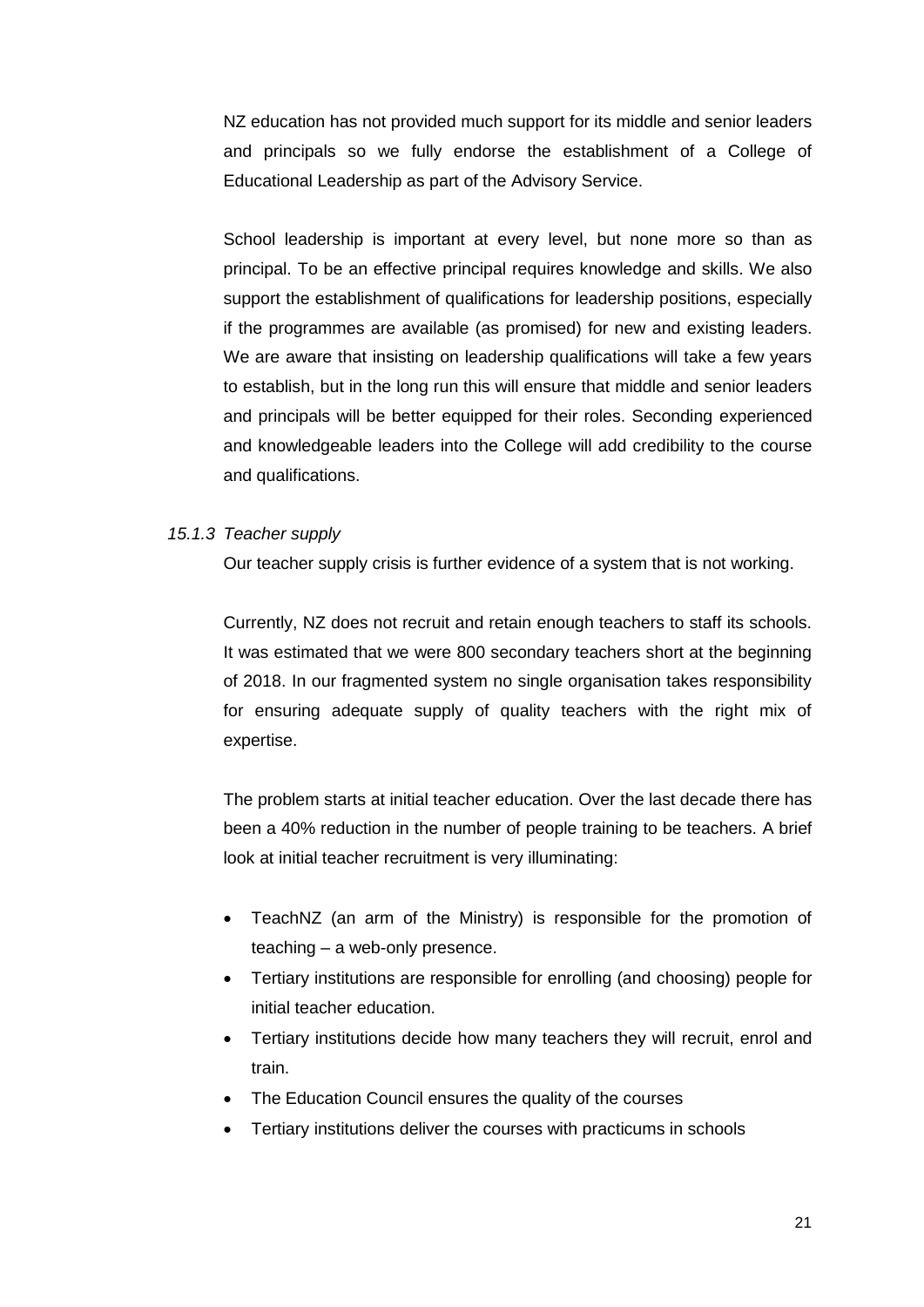NZ education has not provided much support for its middle and senior leaders and principals so we fully endorse the establishment of a College of Educational Leadership as part of the Advisory Service.

School leadership is important at every level, but none more so than as principal. To be an effective principal requires knowledge and skills. We also support the establishment of qualifications for leadership positions, especially if the programmes are available (as promised) for new and existing leaders. We are aware that insisting on leadership qualifications will take a few years to establish, but in the long run this will ensure that middle and senior leaders and principals will be better equipped for their roles. Seconding experienced and knowledgeable leaders into the College will add credibility to the course and qualifications.

#### *15.1.3 Teacher supply*

Our teacher supply crisis is further evidence of a system that is not working.

Currently, NZ does not recruit and retain enough teachers to staff its schools. It was estimated that we were 800 secondary teachers short at the beginning of 2018. In our fragmented system no single organisation takes responsibility for ensuring adequate supply of quality teachers with the right mix of expertise.

The problem starts at initial teacher education. Over the last decade there has been a 40% reduction in the number of people training to be teachers. A brief look at initial teacher recruitment is very illuminating:

- TeachNZ (an arm of the Ministry) is responsible for the promotion of teaching – a web-only presence.
- Tertiary institutions are responsible for enrolling (and choosing) people for initial teacher education.
- Tertiary institutions decide how many teachers they will recruit, enrol and train.
- The Education Council ensures the quality of the courses
- Tertiary institutions deliver the courses with practicums in schools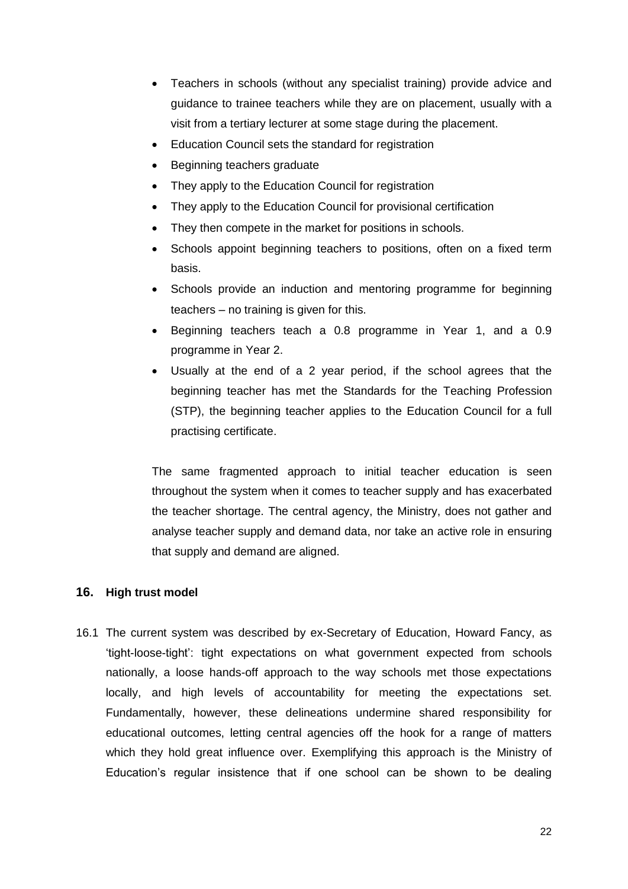- Teachers in schools (without any specialist training) provide advice and guidance to trainee teachers while they are on placement, usually with a visit from a tertiary lecturer at some stage during the placement.
- Education Council sets the standard for registration
- Beginning teachers graduate
- They apply to the Education Council for registration
- They apply to the Education Council for provisional certification
- They then compete in the market for positions in schools.
- Schools appoint beginning teachers to positions, often on a fixed term basis.
- Schools provide an induction and mentoring programme for beginning teachers – no training is given for this.
- Beginning teachers teach a 0.8 programme in Year 1, and a 0.9 programme in Year 2.
- Usually at the end of a 2 year period, if the school agrees that the beginning teacher has met the Standards for the Teaching Profession (STP), the beginning teacher applies to the Education Council for a full practising certificate.

The same fragmented approach to initial teacher education is seen throughout the system when it comes to teacher supply and has exacerbated the teacher shortage. The central agency, the Ministry, does not gather and analyse teacher supply and demand data, nor take an active role in ensuring that supply and demand are aligned.

## 16. High trust model

16.1 The current system was described by ex-Secretary of Education, Howard Fancy, as 'tight-loose-tight': tight expectations on what government expected from schools nationally, a loose hands-off approach to the way schools met those expectations locally, and high levels of accountability for meeting the expectations set. Fundamentally, however, these delineations undermine shared responsibility for educational outcomes, letting central agencies off the hook for a range of matters which they hold great influence over. Exemplifying this approach is the Ministry of Education's regular insistence that if one school can be shown to be dealing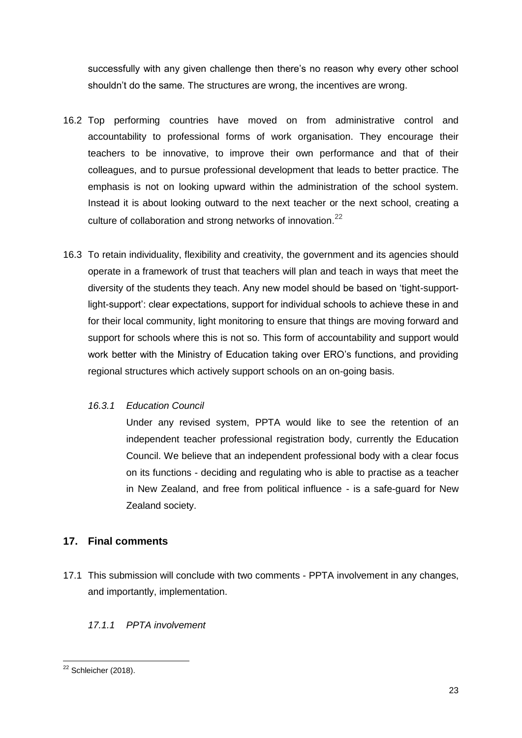successfully with any given challenge then there's no reason why every other school shouldn't do the same. The structures are wrong, the incentives are wrong.

16.2 Top performing countries have moved on from administrative control and accountability to professional forms of work organisation. They encourage their teachers to be innovative, to improve their own performance and that of their colleagues, and to pursue professional development that leads to better practice. The emphasis is not on looking upward within the administration of the school system. Instead it is about looking outward to the next teacher or the next school, creating a culture of collaboration and strong networks of innovation.[22]

16.3 To retain individuality, flexibility and creativity, the government and its agencies should operate in a framework of trust that teachers will plan and teach in ways that meet the diversity of the students they teach. Any new model should be based on 'tight-support-light-support': clear expectations, support for individual schools to achieve these in and for their local community, light monitoring to ensure that things are moving forward and support for schools where this is not so. This form of accountability and support would work better with the Ministry of Education taking over ERO's functions, and providing regional structures which actively support schools on an on-going basis.

#### *16.3.1 Education Council*

Under any revised system, PPTA would like to see the retention of an independent teacher professional registration body, currently the Education Council. We believe that an independent professional body with a clear focus on its functions - deciding and regulating who is able to practise as a teacher in New Zealand, and free from political influence - is a safe-guard for New Zealand society.

## 17. Final comments

17.1 This submission will conclude with two comments - PPTA involvement in any changes, and importantly, implementation.

#### *17.1.1 PPTA involvement*

---

[22] Schleicher (2018).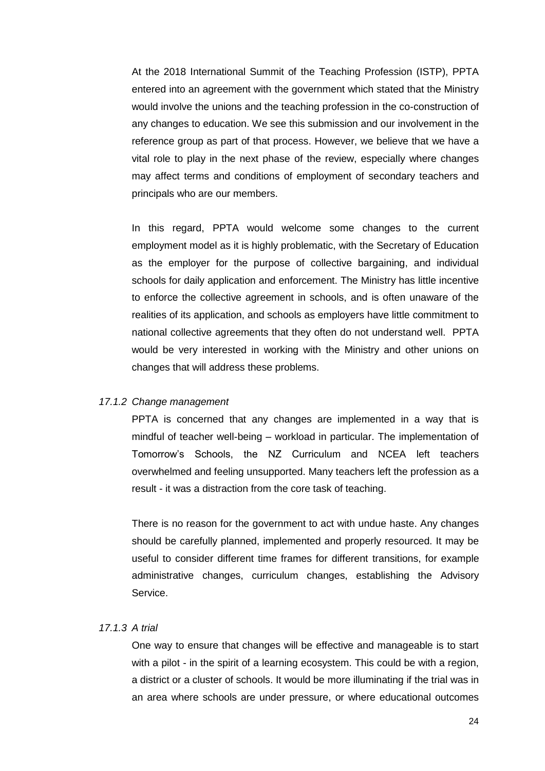At the 2018 International Summit of the Teaching Profession (ISTP), PPTA entered into an agreement with the government which stated that the Ministry would involve the unions and the teaching profession in the co-construction of any changes to education. We see this submission and our involvement in the reference group as part of that process. However, we believe that we have a vital role to play in the next phase of the review, especially where changes may affect terms and conditions of employment of secondary teachers and principals who are our members.

In this regard, PPTA would welcome some changes to the current employment model as it is highly problematic, with the Secretary of Education as the employer for the purpose of collective bargaining, and individual schools for daily application and enforcement. The Ministry has little incentive to enforce the collective agreement in schools, and is often unaware of the realities of its application, and schools as employers have little commitment to national collective agreements that they often do not understand well. PPTA would be very interested in working with the Ministry and other unions on changes that will address these problems.

#### *17.1.2 Change management*

PPTA is concerned that any changes are implemented in a way that is mindful of teacher well-being – workload in particular. The implementation of Tomorrow's Schools, the NZ Curriculum and NCEA left teachers overwhelmed and feeling unsupported. Many teachers left the profession as a result - it was a distraction from the core task of teaching.

There is no reason for the government to act with undue haste. Any changes should be carefully planned, implemented and properly resourced. It may be useful to consider different time frames for different transitions, for example administrative changes, curriculum changes, establishing the Advisory Service.

#### *17.1.3 A trial*

One way to ensure that changes will be effective and manageable is to start with a pilot - in the spirit of a learning ecosystem. This could be with a region, a district or a cluster of schools. It would be more illuminating if the trial was in an area where schools are under pressure, or where educational outcomes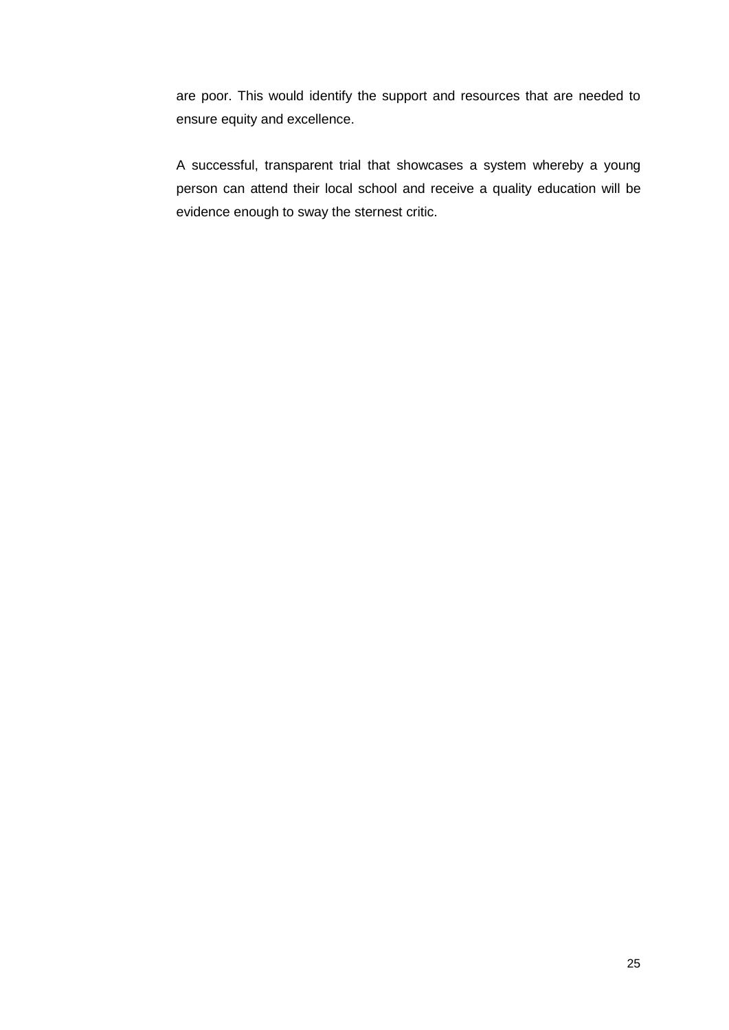are poor. This would identify the support and resources that are needed to ensure equity and excellence.

A successful, transparent trial that showcases a system whereby a young person can attend their local school and receive a quality education will be evidence enough to sway the sternest critic.